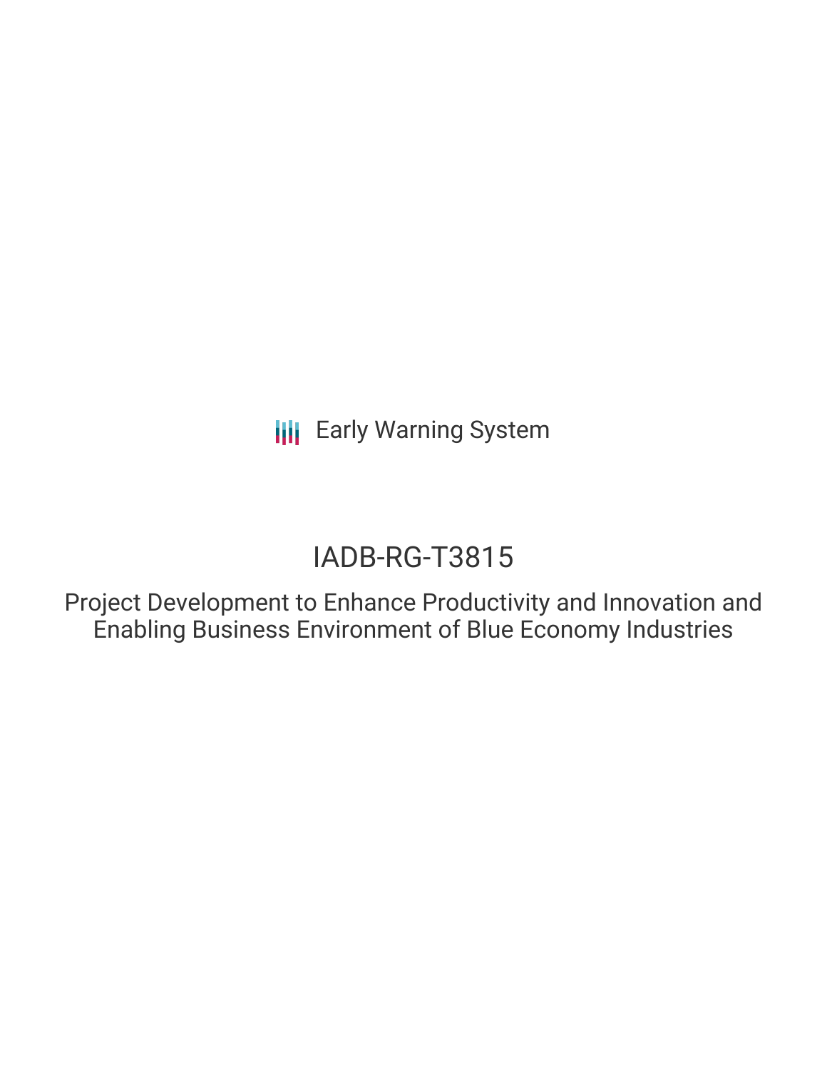Early Warning System

# IADB-RG-T3815

## Project Development to Enhance Productivity and Innovation and Enabling Business Environment of Blue Economy Industries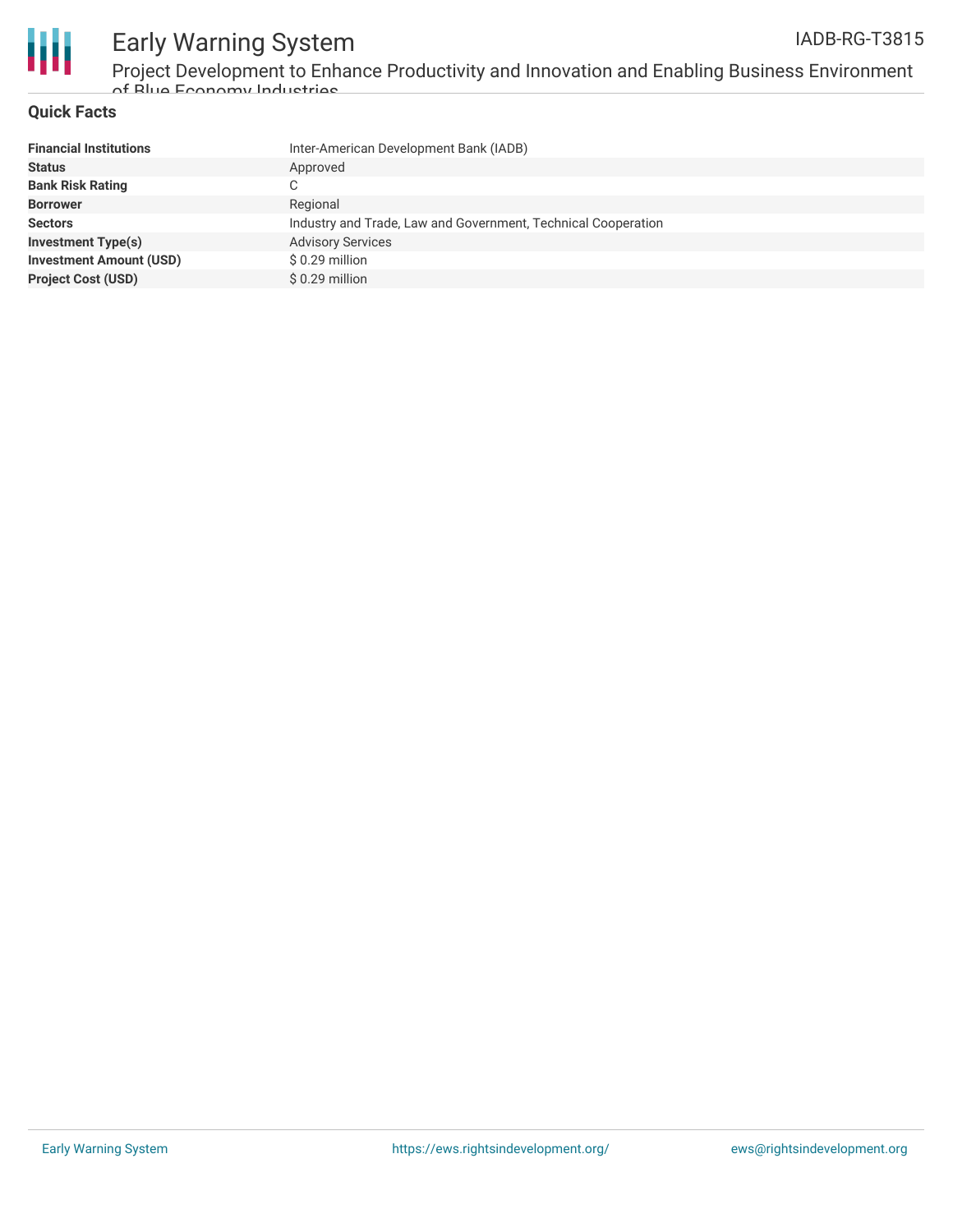## Quick Facts

| | |
|---|---|
| **Financial Institutions** | Inter-American Development Bank (IADB) |
| **Status** | Approved |
| **Bank Risk Rating** | C |
| **Borrower** | Regional |
| **Sectors** | Industry and Trade, Law and Government, Technical Cooperation |
| **Investment Type(s)** | Advisory Services |
| **Investment Amount (USD)** | $ 0.29 million |
| **Project Cost (USD)** | $ 0.29 million |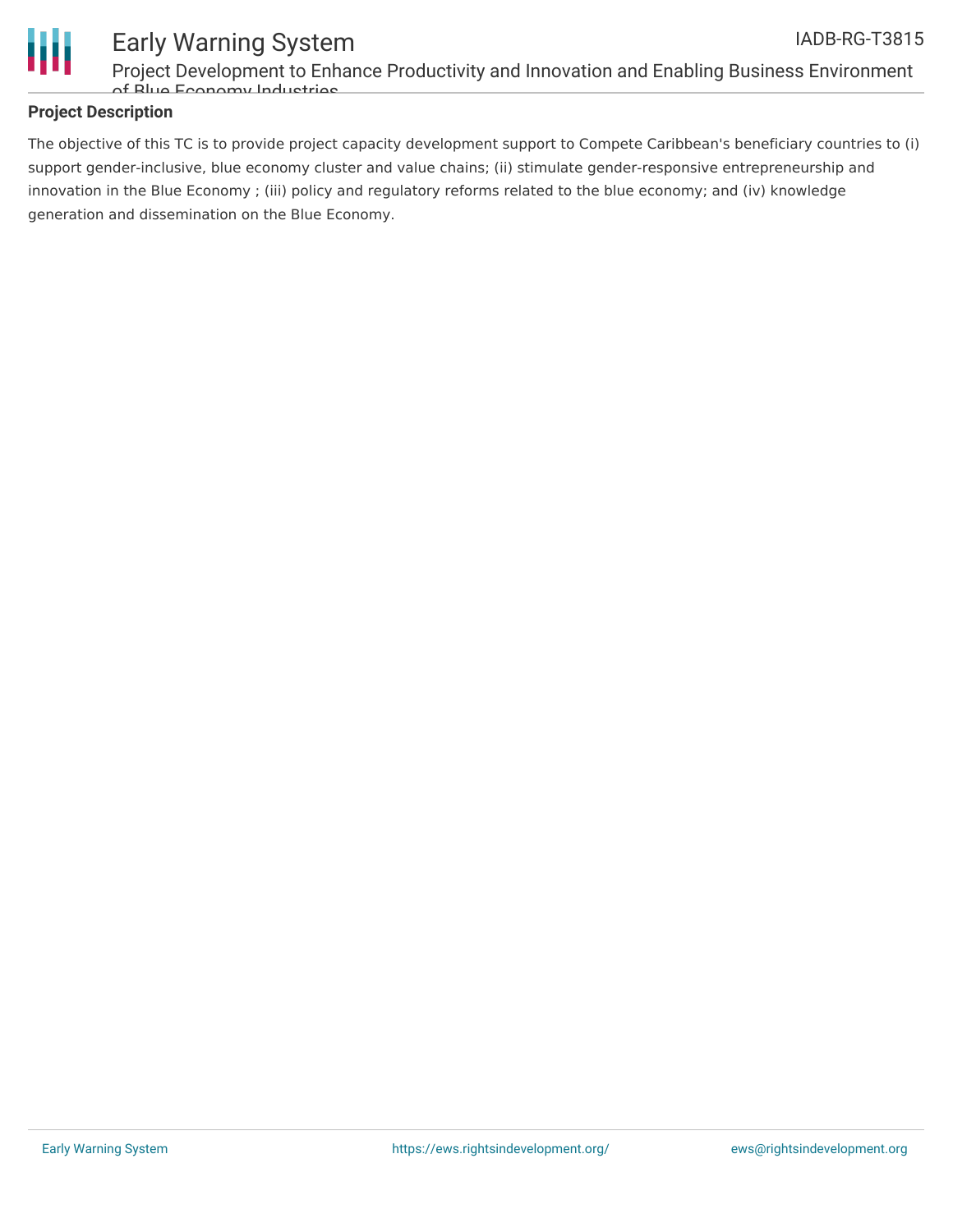## Project Description

The objective of this TC is to provide project capacity development support to Compete Caribbean's beneficiary countries to (i) support gender-inclusive, blue economy cluster and value chains; (ii) stimulate gender-responsive entrepreneurship and innovation in the Blue Economy ; (iii) policy and regulatory reforms related to the blue economy; and (iv) knowledge generation and dissemination on the Blue Economy.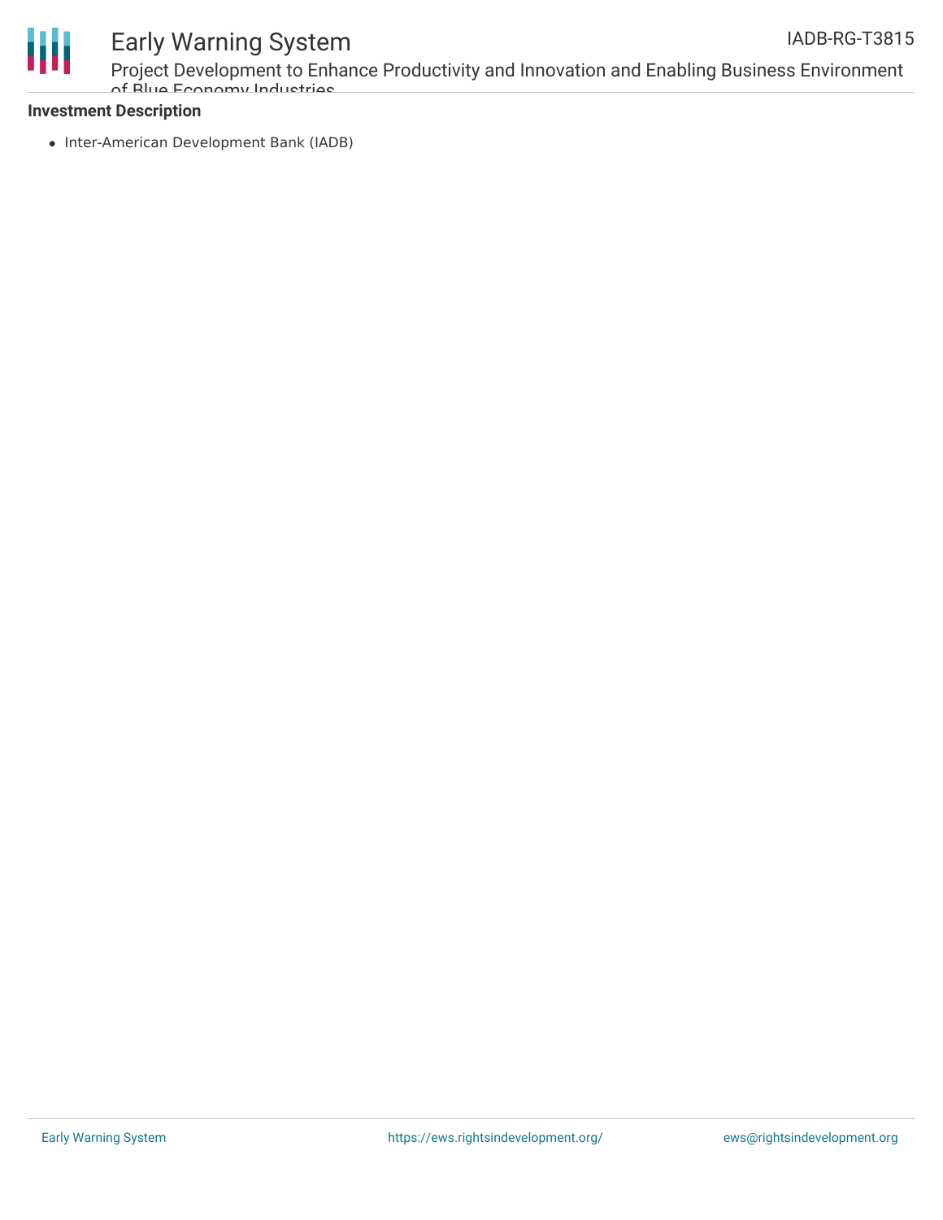**Investment Description**

- Inter-American Development Bank (IADB)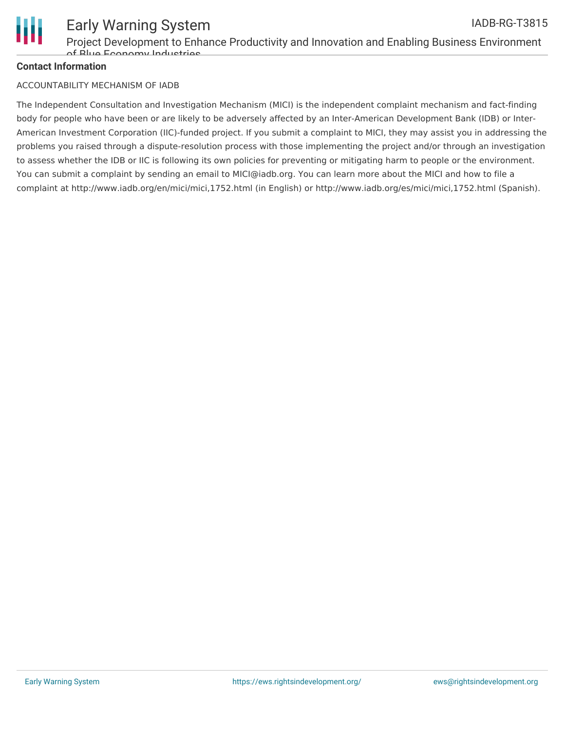**Contact Information**

ACCOUNTABILITY MECHANISM OF IADB

The Independent Consultation and Investigation Mechanism (MICI) is the independent complaint mechanism and fact-finding body for people who have been or are likely to be adversely affected by an Inter-American Development Bank (IDB) or Inter-American Investment Corporation (IIC)-funded project. If you submit a complaint to MICI, they may assist you in addressing the problems you raised through a dispute-resolution process with those implementing the project and/or through an investigation to assess whether the IDB or IIC is following its own policies for preventing or mitigating harm to people or the environment. You can submit a complaint by sending an email to MICI@iadb.org. You can learn more about the MICI and how to file a complaint at http://www.iadb.org/en/mici/mici,1752.html (in English) or http://www.iadb.org/es/mici/mici,1752.html (Spanish).